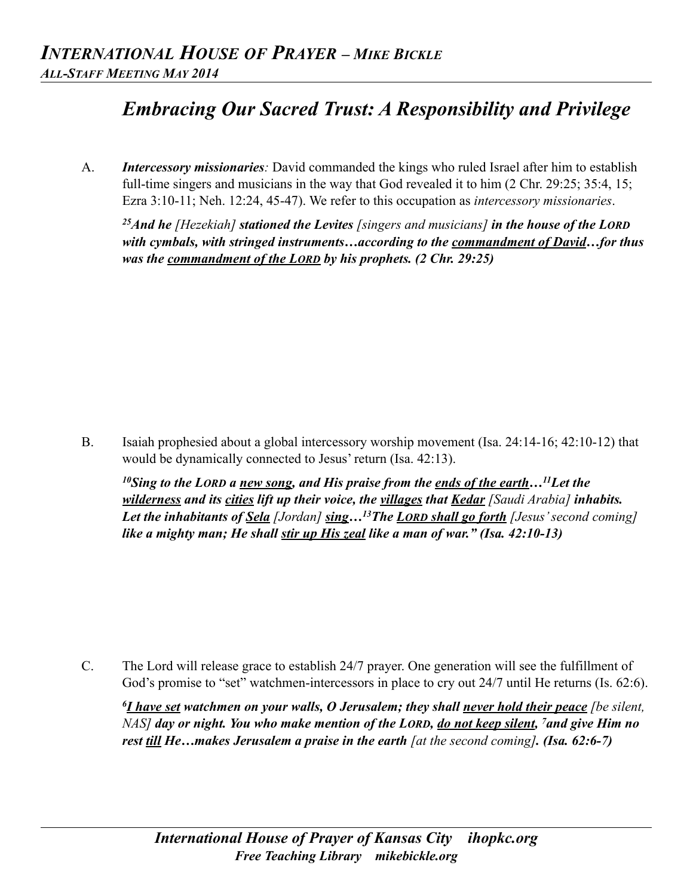# *Embracing Our Sacred Trust: A Responsibility and Privilege*

A. ***Intercessory missionaries**:* David commanded the kings who ruled Israel after him to establish full-time singers and musicians in the way that God revealed it to him (2 Chr. 29:25; 35:4, 15; Ezra 3:10-11; Neh. 12:24, 45-47). We refer to this occupation as *intercessory missionaries*.

   ***[25]And he** [Hezekiah] **stationed the Levites** [singers and musicians] **in the house of the LORD with cymbals, with stringed instruments…according to the <u>commandment of David</u>…for thus was the <u>commandment of the LORD</u> by his prophets. (2 Chr. 29:25)***

B. Isaiah prophesied about a global intercessory worship movement (Isa. 24:14-16; 42:10-12) that would be dynamically connected to Jesus' return (Isa. 42:13).

   ***[10]Sing to the LORD a <u>new song</u>, and His praise from the <u>ends of the earth</u>…[11]Let the <u>wilderness</u> and its <u>cities</u> lift up their voice, the <u>villages</u> that <u>Kedar</u>** [Saudi Arabia] **inhabits. Let the inhabitants of <u>Sela</u>** [Jordan] **<u>sing</u>…[13]The <u>LORD shall go forth</u>** [Jesus' second coming] **like a mighty man; He shall <u>stir up His zeal</u> like a man of war." (Isa. 42:10-13)***

C. The Lord will release grace to establish 24/7 prayer. One generation will see the fulfillment of God's promise to "set" watchmen-intercessors in place to cry out 24/7 until He returns (Is. 62:6).

   ***[6]<u>I have set</u> watchmen on your walls, O Jerusalem; they shall <u>never hold their peace</u>** [be silent, NAS] **day or night. You who make mention of the LORD, <u>do not keep silent</u>, [7]and give Him no rest <u>till</u> He…makes Jerusalem a praise in the earth** [at the second coming]**. (Isa. 62:6-7)***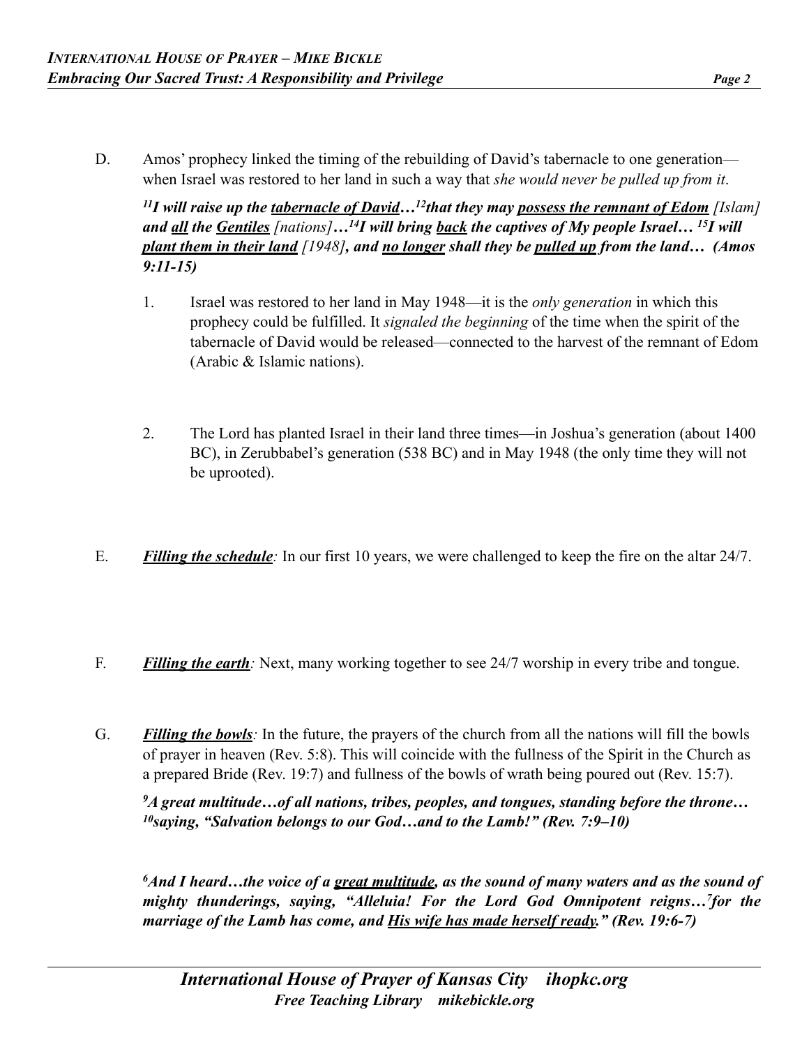D. Amos' prophecy linked the timing of the rebuilding of David's tabernacle to one generation—when Israel was restored to her land in such a way that *she would never be pulled up from it*.

***[11]I will raise up the <u>tabernacle of David</u>…[12]that they may <u>possess the remnant of Edom</u>** [Islam] **and <u>all</u> the <u>Gentiles</u>** [nations]**…[14]I will bring <u>back</u> the captives of My people Israel… [15]I will <u>plant them in their land</u>** [1948]**, and <u>no longer</u> shall they be <u>pulled up</u> from the land… (Amos 9:11-15)***

1. Israel was restored to her land in May 1948—it is the *only generation* in which this prophecy could be fulfilled. It *signaled the beginning* of the time when the spirit of the tabernacle of David would be released—connected to the harvest of the remnant of Edom (Arabic & Islamic nations).

2. The Lord has planted Israel in their land three times—in Joshua's generation (about 1400 BC), in Zerubbabel's generation (538 BC) and in May 1948 (the only time they will not be uprooted).

E. ***<u>Filling the schedule</u>**:* In our first 10 years, we were challenged to keep the fire on the altar 24/7.

F. ***<u>Filling the earth</u>**:* Next, many working together to see 24/7 worship in every tribe and tongue.

G. ***<u>Filling the bowls</u>**:* In the future, the prayers of the church from all the nations will fill the bowls of prayer in heaven (Rev. 5:8). This will coincide with the fullness of the Spirit in the Church as a prepared Bride (Rev. 19:7) and fullness of the bowls of wrath being poured out (Rev. 15:7).

***[9]A great multitude…of all nations, tribes, peoples, and tongues, standing before the throne… [10]saying, "Salvation belongs to our God…and to the Lamb!" (Rev. 7:9–10)***

***[6]And I heard…the voice of a <u>great multitude</u>, as the sound of many waters and as the sound of mighty thunderings, saying, "Alleluia! For the Lord God Omnipotent reigns…[7]for the marriage of the Lamb has come, and <u>His wife has made herself ready</u>." (Rev. 19:6-7)***